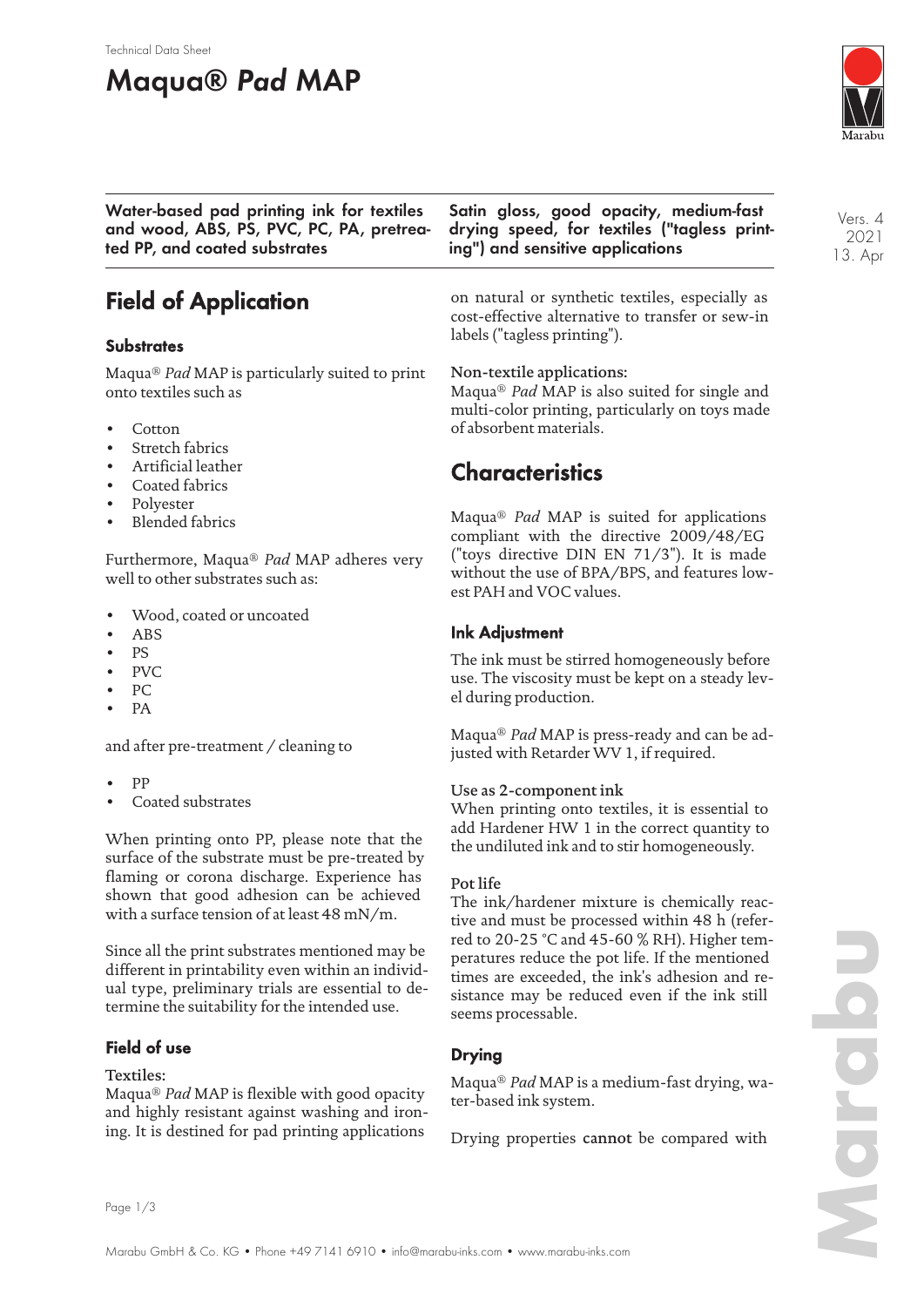Technical Data Sheet

# Maqua® *Pad* MAP

**Water-based pad printing ink for textiles and wood, ABS, PS, PVC, PC, PA, pretreated PP, and coated substrates**

**Satin gloss, good opacity, medium-fast drying speed, for textiles ("tagless printing") and sensitive applications**

Vers. 4
2021
13. Apr

## Field of Application

### Substrates

Maqua® *Pad* MAP is particularly suited to print onto textiles such as

- Cotton
- Stretch fabrics
- Artificial leather
- Coated fabrics
- Polyester
- Blended fabrics

Furthermore, Maqua® *Pad* MAP adheres very well to other substrates such as:

- Wood, coated or uncoated
- ABS
- PS
- PVC
- PC
- PA

and after pre-treatment / cleaning to

- PP
- Coated substrates

When printing onto PP, please note that the surface of the substrate must be pre-treated by flaming or corona discharge. Experience has shown that good adhesion can be achieved with a surface tension of at least 48 mN/m.

Since all the print substrates mentioned may be different in printability even within an individual type, preliminary trials are essential to determine the suitability for the intended use.

### Field of use

**Textiles:**
Maqua® *Pad* MAP is flexible with good opacity and highly resistant against washing and ironing. It is destined for pad printing applications on natural or synthetic textiles, especially as cost-effective alternative to transfer or sew-in labels ("tagless printing").

**Non-textile applications:**
Maqua® *Pad* MAP is also suited for single and multi-color printing, particularly on toys made of absorbent materials.

## Characteristics

Maqua® *Pad* MAP is suited for applications compliant with the directive 2009/48/EG ("toys directive DIN EN 71/3"). It is made without the use of BPA/BPS, and features lowest PAH and VOC values.

### Ink Adjustment

The ink must be stirred homogeneously before use. The viscosity must be kept on a steady level during production.

Maqua® *Pad* MAP is press-ready and can be adjusted with Retarder WV 1, if required.

**Use as 2-component ink**
When printing onto textiles, it is essential to add Hardener HW 1 in the correct quantity to the undiluted ink and to stir homogeneously.

**Pot life**
The ink/hardener mixture is chemically reactive and must be processed within 48 h (referred to 20-25 °C and 45-60 % RH). Higher temperatures reduce the pot life. If the mentioned times are exceeded, the ink's adhesion and resistance may be reduced even if the ink still seems processable.

### Drying

Maqua® *Pad* MAP is a medium-fast drying, water-based ink system.

Drying properties **cannot** be compared with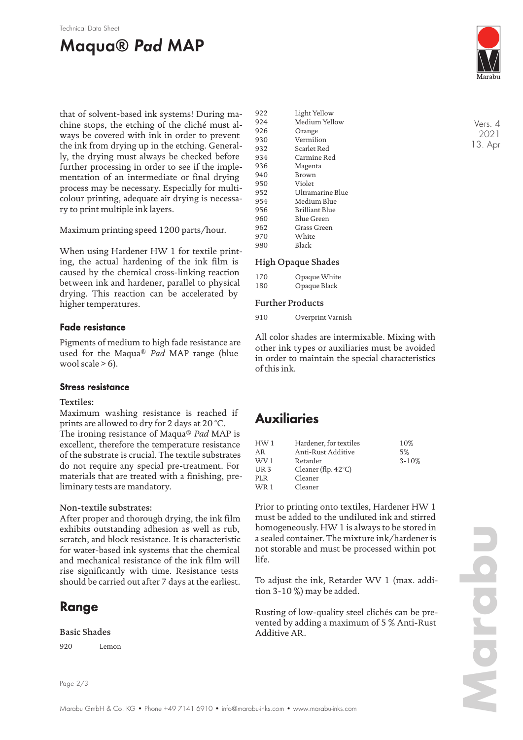that of solvent-based ink systems! During machine stops, the etching of the cliché must always be covered with ink in order to prevent the ink from drying up in the etching. Generally, the drying must always be checked before further processing in order to see if the implementation of an intermediate or final drying process may be necessary. Especially for multicolour printing, adequate air drying is necessary to print multiple ink layers.

Maximum printing speed 1200 parts/hour.

When using Hardener HW 1 for textile printing, the actual hardening of the ink film is caused by the chemical cross-linking reaction between ink and hardener, parallel to physical drying. This reaction can be accelerated by higher temperatures.

### Fade resistance

Pigments of medium to high fade resistance are used for the Maqua® *Pad* MAP range (blue wool scale > 6).

### Stress resistance

**Textiles:**
Maximum washing resistance is reached if prints are allowed to dry for 2 days at 20 °C. The ironing resistance of Maqua® *Pad* MAP is excellent, therefore the temperature resistance of the substrate is crucial. The textile substrates do not require any special pre-treatment. For materials that are treated with a finishing, preliminary tests are mandatory.

**Non-textile substrates:**
After proper and thorough drying, the ink film exhibits outstanding adhesion as well as rub, scratch, and block resistance. It is characteristic for water-based ink systems that the chemical and mechanical resistance of the ink film will rise significantly with time. Resistance tests should be carried out after 7 days at the earliest.

## Range

**Basic Shades**

| | |
|---|---|
| 920 | Lemon |
| 922 | Light Yellow |
| 924 | Medium Yellow |
| 926 | Orange |
| 930 | Vermilion |
| 932 | Scarlet Red |
| 934 | Carmine Red |
| 936 | Magenta |
| 940 | Brown |
| 950 | Violet |
| 952 | Ultramarine Blue |
| 954 | Medium Blue |
| 956 | Brilliant Blue |
| 960 | Blue Green |
| 962 | Grass Green |
| 970 | White |
| 980 | Black |

**High Opaque Shades**

| | |
|---|---|
| 170 | Opaque White |
| 180 | Opaque Black |

**Further Products**

| | |
|---|---|
| 910 | Overprint Varnish |

All color shades are intermixable. Mixing with other ink types or auxiliaries must be avoided in order to maintain the special characteristics of this ink.

## Auxiliaries

| | | |
|---|---|---|
| HW 1 | Hardener, for textiles | 10% |
| AR | Anti-Rust Additive | 5% |
| WV 1 | Retarder | 3-10% |
| UR 3 | Cleaner (flp. 42°C) | |
| PLR | Cleaner | |
| WR 1 | Cleaner | |

Prior to printing onto textiles, Hardener HW 1 must be added to the undiluted ink and stirred homogeneously. HW 1 is always to be stored in a sealed container. The mixture ink/hardener is not storable and must be processed within pot life.

To adjust the ink, Retarder WV 1 (max. addition 3-10 %) may be added.

Rusting of low-quality steel clichés can be prevented by adding a maximum of 5 % Anti-Rust Additive AR.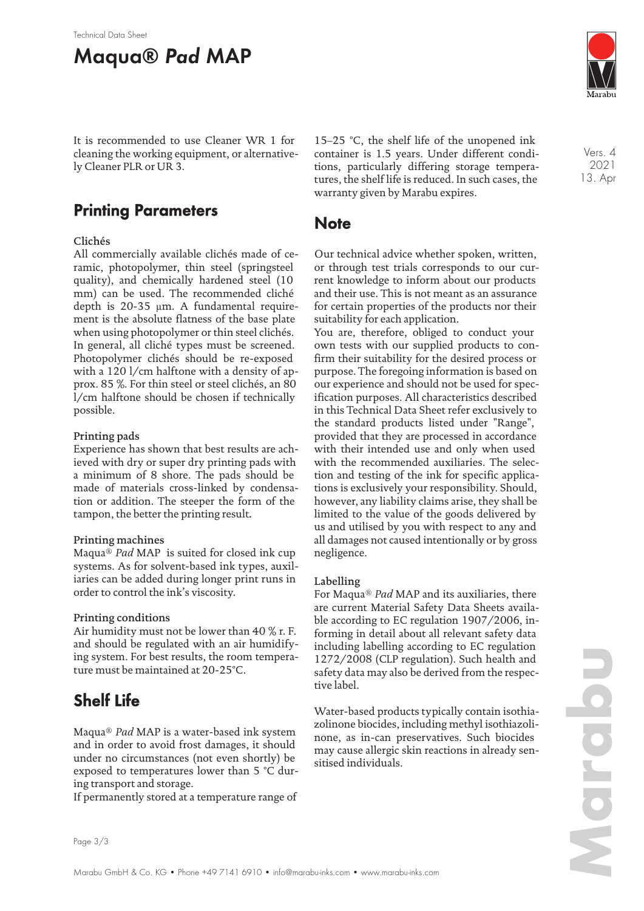It is recommended to use Cleaner WR 1 for cleaning the working equipment, or alternatively Cleaner PLR or UR 3.

## Printing Parameters

### Clichés

All commercially available clichés made of ceramic, photopolymer, thin steel (springsteel quality), and chemically hardened steel (10 mm) can be used. The recommended cliché depth is 20-35 µm. A fundamental requirement is the absolute flatness of the base plate when using photopolymer or thin steel clichés. In general, all cliché types must be screened. Photopolymer clichés should be re-exposed with a 120 l/cm halftone with a density of approx. 85 %. For thin steel or steel clichés, an 80 l/cm halftone should be chosen if technically possible.

### Printing pads

Experience has shown that best results are achieved with dry or super dry printing pads with a minimum of 8 shore. The pads should be made of materials cross-linked by condensation or addition. The steeper the form of the tampon, the better the printing result.

### Printing machines

Maqua® *Pad* MAP is suited for closed ink cup systems. As for solvent-based ink types, auxiliaries can be added during longer print runs in order to control the ink's viscosity.

### Printing conditions

Air humidity must not be lower than 40 % r. F. and should be regulated with an air humidifying system. For best results, the room temperature must be maintained at 20-25°C.

## Shelf Life

Maqua® *Pad* MAP is a water-based ink system and in order to avoid frost damages, it should under no circumstances (not even shortly) be exposed to temperatures lower than 5 °C during transport and storage.
If permanently stored at a temperature range of 15–25 °C, the shelf life of the unopened ink container is 1.5 years. Under different conditions, particularly differing storage temperatures, the shelf life is reduced. In such cases, the warranty given by Marabu expires.

## Note

Our technical advice whether spoken, written, or through test trials corresponds to our current knowledge to inform about our products and their use. This is not meant as an assurance for certain properties of the products nor their suitability for each application.
You are, therefore, obliged to conduct your own tests with our supplied products to confirm their suitability for the desired process or purpose. The foregoing information is based on our experience and should not be used for specification purposes. All characteristics described in this Technical Data Sheet refer exclusively to the standard products listed under "Range", provided that they are processed in accordance with their intended use and only when used with the recommended auxiliaries. The selection and testing of the ink for specific applications is exclusively your responsibility. Should, however, any liability claims arise, they shall be limited to the value of the goods delivered by us and utilised by you with respect to any and all damages not caused intentionally or by gross negligence.

### Labelling

For Maqua® *Pad* MAP and its auxiliaries, there are current Material Safety Data Sheets available according to EC regulation 1907/2006, informing in detail about all relevant safety data including labelling according to EC regulation 1272/2008 (CLP regulation). Such health and safety data may also be derived from the respective label.

Water-based products typically contain isothiazolinone biocides, including methyl isothiazolinone, as in-can preservatives. Such biocides may cause allergic skin reactions in already sensitised individuals.